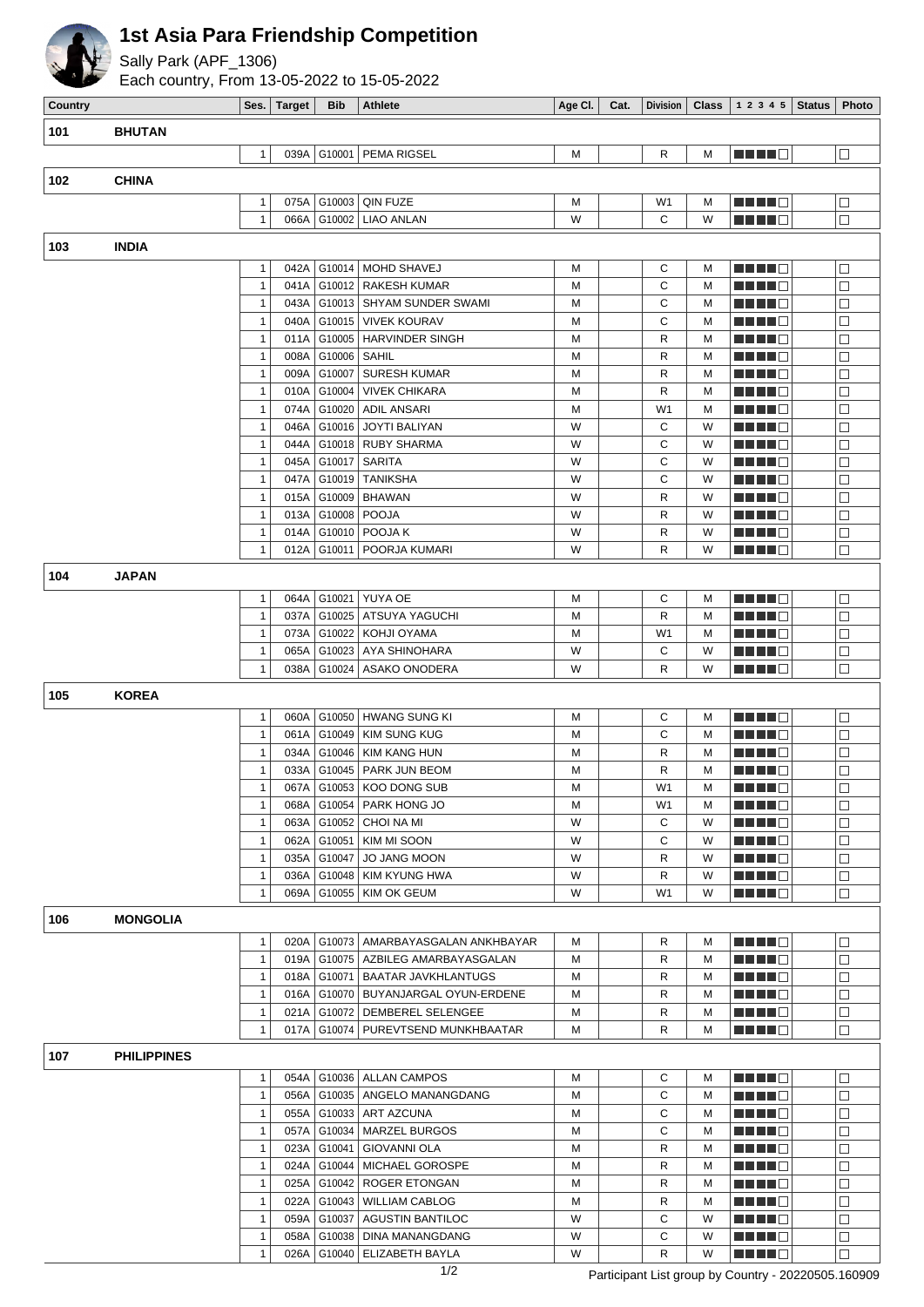# 1st Asia Para Friendship Competition

Sally Park (APF_1306)

Each country, From 13-05-2022 to 15-05-2022

| Country | | Ses. | Target | Bib | Athlete | Age Cl. | Cat. | Division | Class | 1 2 3 4 5 | Status | Photo |
|---|---|---|---|---|---|---|---|---|---|---|---|---|
| 101 | BHUTAN | | | | | | | | | | | |
| | | 1 | 039A | G10001 | PEMA RIGSEL | M | | R | M | ■■■■□ | | □ |
| 102 | CHINA | | | | | | | | | | | |
| | | 1 | 075A | G10003 | QIN FUZE | M | | W1 | M | ■■■■□ | | □ |
| | | 1 | 066A | G10002 | LIAO ANLAN | W | | C | W | ■■■■□ | | □ |
| 103 | INDIA | | | | | | | | | | | |
| | | 1 | 042A | G10014 | MOHD SHAVEJ | M | | C | M | ■■■■□ | | □ |
| | | 1 | 041A | G10012 | RAKESH KUMAR | M | | C | M | ■■■■□ | | □ |
| | | 1 | 043A | G10013 | SHYAM SUNDER SWAMI | M | | C | M | ■■■■□ | | □ |
| | | 1 | 040A | G10015 | VIVEK KOURAV | M | | C | M | ■■■■□ | | □ |
| | | 1 | 011A | G10005 | HARVINDER SINGH | M | | R | M | ■■■■□ | | □ |
| | | 1 | 008A | G10006 | SAHIL | M | | R | M | ■■■■□ | | □ |
| | | 1 | 009A | G10007 | SURESH KUMAR | M | | R | M | ■■■■□ | | □ |
| | | 1 | 010A | G10004 | VIVEK CHIKARA | M | | R | M | ■■■■□ | | □ |
| | | 1 | 074A | G10020 | ADIL ANSARI | M | | W1 | M | ■■■■□ | | □ |
| | | 1 | 046A | G10016 | JOYTI BALIYAN | W | | C | W | ■■■■□ | | □ |
| | | 1 | 044A | G10018 | RUBY SHARMA | W | | C | W | ■■■■□ | | □ |
| | | 1 | 045A | G10017 | SARITA | W | | C | W | ■■■■□ | | □ |
| | | 1 | 047A | G10019 | TANIKSHA | W | | C | W | ■■■■□ | | □ |
| | | 1 | 015A | G10009 | BHAWAN | W | | R | W | ■■■■□ | | □ |
| | | 1 | 013A | G10008 | POOJA | W | | R | W | ■■■■□ | | □ |
| | | 1 | 014A | G10010 | POOJA K | W | | R | W | ■■■■□ | | □ |
| | | 1 | 012A | G10011 | POORJA KUMARI | W | | R | W | ■■■■□ | | □ |
| 104 | JAPAN | | | | | | | | | | | |
| | | 1 | 064A | G10021 | YUYA OE | M | | C | M | ■■■■□ | | □ |
| | | 1 | 037A | G10025 | ATSUYA YAGUCHI | M | | R | M | ■■■■□ | | □ |
| | | 1 | 073A | G10022 | KOHJI OYAMA | M | | W1 | M | ■■■■□ | | □ |
| | | 1 | 065A | G10023 | AYA SHINOHARA | W | | C | W | ■■■■□ | | □ |
| | | 1 | 038A | G10024 | ASAKO ONODERA | W | | R | W | ■■■■□ | | □ |
| 105 | KOREA | | | | | | | | | | | |
| | | 1 | 060A | G10050 | HWANG SUNG KI | M | | C | M | ■■■■□ | | □ |
| | | 1 | 061A | G10049 | KIM SUNG KUG | M | | C | M | ■■■■□ | | □ |
| | | 1 | 034A | G10046 | KIM KANG HUN | M | | R | M | ■■■■□ | | □ |
| | | 1 | 033A | G10045 | PARK JUN BEOM | M | | R | M | ■■■■□ | | □ |
| | | 1 | 067A | G10053 | KOO DONG SUB | M | | W1 | M | ■■■■□ | | □ |
| | | 1 | 068A | G10054 | PARK HONG JO | M | | W1 | M | ■■■■□ | | □ |
| | | 1 | 063A | G10052 | CHOI NA MI | W | | C | W | ■■■■□ | | □ |
| | | 1 | 062A | G10051 | KIM MI SOON | W | | C | W | ■■■■□ | | □ |
| | | 1 | 035A | G10047 | JO JANG MOON | W | | R | W | ■■■■□ | | □ |
| | | 1 | 036A | G10048 | KIM KYUNG HWA | W | | R | W | ■■■■□ | | □ |
| | | 1 | 069A | G10055 | KIM OK GEUM | W | | W1 | W | ■■■■□ | | □ |
| 106 | MONGOLIA | | | | | | | | | | | |
| | | 1 | 020A | G10073 | AMARBAYASGALAN ANKHBAYAR | M | | R | M | ■■■■□ | | □ |
| | | 1 | 019A | G10075 | AZBILEG AMARBAYASGALAN | M | | R | M | ■■■■□ | | □ |
| | | 1 | 018A | G10071 | BAATAR JAVKHLANTUGS | M | | R | M | ■■■■□ | | □ |
| | | 1 | 016A | G10070 | BUYANJARGAL OYUN-ERDENE | M | | R | M | ■■■■□ | | □ |
| | | 1 | 021A | G10072 | DEMBEREL SELENGEE | M | | R | M | ■■■■□ | | □ |
| | | 1 | 017A | G10074 | PUREVTSEND MUNKHBAATAR | M | | R | M | ■■■■□ | | □ |
| 107 | PHILIPPINES | | | | | | | | | | | |
| | | 1 | 054A | G10036 | ALLAN CAMPOS | M | | C | M | ■■■■□ | | □ |
| | | 1 | 056A | G10035 | ANGELO MANANGDANG | M | | C | M | ■■■■□ | | □ |
| | | 1 | 055A | G10033 | ART AZCUNA | M | | C | M | ■■■■□ | | □ |
| | | 1 | 057A | G10034 | MARZEL BURGOS | M | | C | M | ■■■■□ | | □ |
| | | 1 | 023A | G10041 | GIOVANNI OLA | M | | R | M | ■■■■□ | | □ |
| | | 1 | 024A | G10044 | MICHAEL GOROSPE | M | | R | M | ■■■■□ | | □ |
| | | 1 | 025A | G10042 | ROGER ETONGAN | M | | R | M | ■■■■□ | | □ |
| | | 1 | 022A | G10043 | WILLIAM CABLOG | M | | R | M | ■■■■□ | | □ |
| | | 1 | 059A | G10037 | AGUSTIN BANTILOC | W | | C | W | ■■■■□ | | □ |
| | | 1 | 058A | G10038 | DINA MANANGDANG | W | | C | W | ■■■■□ | | □ |
| | | 1 | 026A | G10040 | ELIZABETH BAYLA | W | | R | W | ■■■■□ | | □ |

Participant List group by Country - 20220505.160909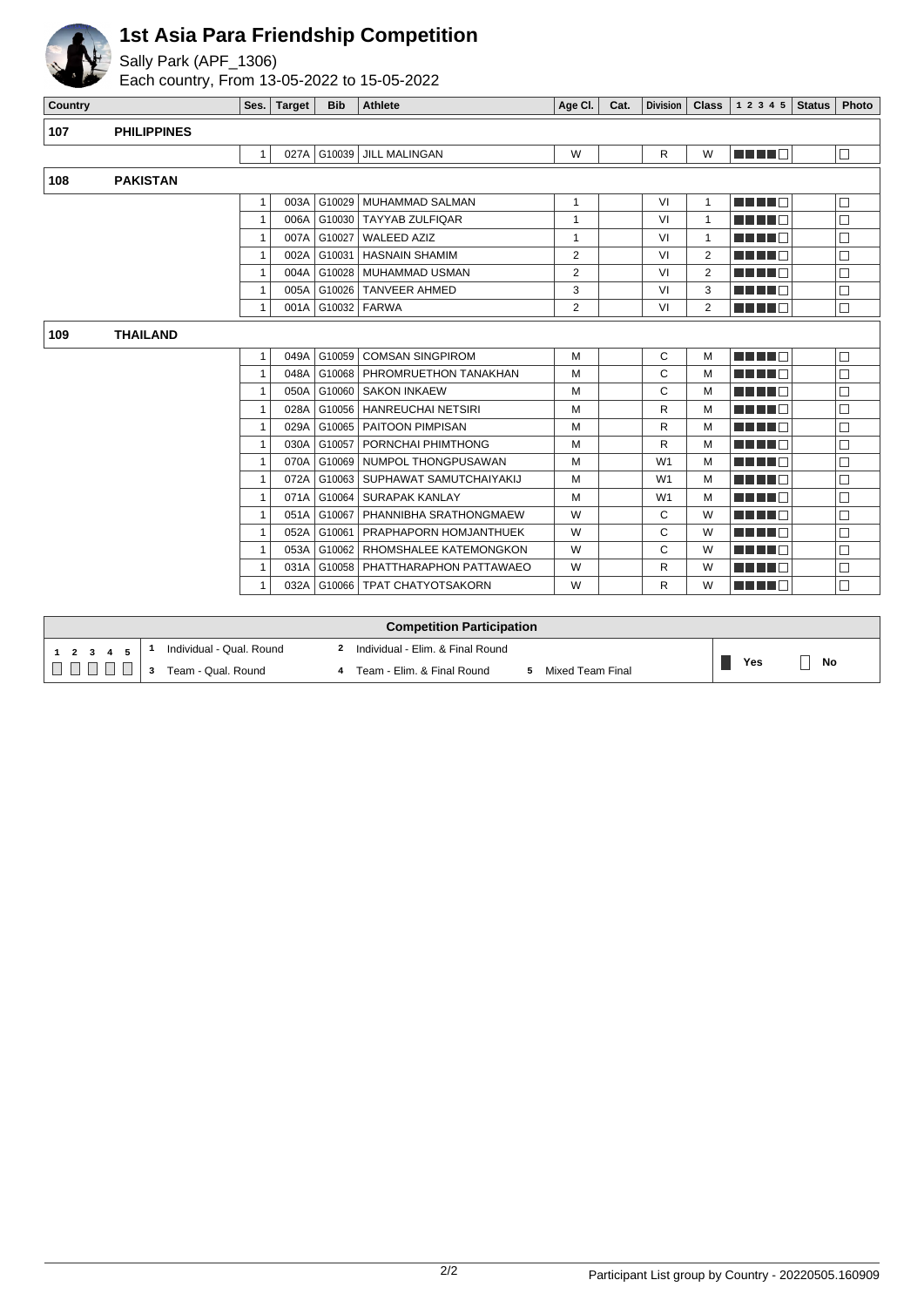# 1st Asia Para Friendship Competition

Sally Park (APF_1306)

Each country, From 13-05-2022 to 15-05-2022

| Country | | Ses. | Target | Bib | Athlete | Age Cl. | Cat. | Division | Class | 1 2 3 4 5 | Status | Photo |
|---|---|---|---|---|---|---|---|---|---|---|---|---|
| **107** | **PHILIPPINES** | | | | | | | | | | | |
| | | 1 | 027A | G10039 | JILL MALINGAN | W | | R | W | ■■■■□ | | □ |
| **108** | **PAKISTAN** | | | | | | | | | | | |
| | | 1 | 003A | G10029 | MUHAMMAD SALMAN | 1 | | VI | 1 | ■■■■□ | | □ |
| | | 1 | 006A | G10030 | TAYYAB ZULFIQAR | 1 | | VI | 1 | ■■■■□ | | □ |
| | | 1 | 007A | G10027 | WALEED AZIZ | 1 | | VI | 1 | ■■■■□ | | □ |
| | | 1 | 002A | G10031 | HASNAIN SHAMIM | 2 | | VI | 2 | ■■■■□ | | □ |
| | | 1 | 004A | G10028 | MUHAMMAD USMAN | 2 | | VI | 2 | ■■■■□ | | □ |
| | | 1 | 005A | G10026 | TANVEER AHMED | 3 | | VI | 3 | ■■■■□ | | □ |
| | | 1 | 001A | G10032 | FARWA | 2 | | VI | 2 | ■■■■□ | | □ |
| **109** | **THAILAND** | | | | | | | | | | | |
| | | 1 | 049A | G10059 | COMSAN SINGPIROM | M | | C | M | ■■■■□ | | □ |
| | | 1 | 048A | G10068 | PHROMRUETHON TANAKHAN | M | | C | M | ■■■■□ | | □ |
| | | 1 | 050A | G10060 | SAKON INKAEW | M | | C | M | ■■■■□ | | □ |
| | | 1 | 028A | G10056 | HANREUCHAI NETSIRI | M | | R | M | ■■■■□ | | □ |
| | | 1 | 029A | G10065 | PAITOON PIMPISAN | M | | R | M | ■■■■□ | | □ |
| | | 1 | 030A | G10057 | PORNCHAI PHIMTHONG | M | | R | M | ■■■■□ | | □ |
| | | 1 | 070A | G10069 | NUMPOL THONGPUSAWAN | M | | W1 | M | ■■■■□ | | □ |
| | | 1 | 072A | G10063 | SUPHAWAT SAMUTCHAIYAKIJ | M | | W1 | M | ■■■■□ | | □ |
| | | 1 | 071A | G10064 | SURAPAK KANLAY | M | | W1 | M | ■■■■□ | | □ |
| | | 1 | 051A | G10067 | PHANNIBHA SRATHONGMAEW | W | | C | W | ■■■■□ | | □ |
| | | 1 | 052A | G10061 | PRAPHAPORN HOMJANTHUEK | W | | C | W | ■■■■□ | | □ |
| | | 1 | 053A | G10062 | RHOMSHALEE KATEMONGKON | W | | C | W | ■■■■□ | | □ |
| | | 1 | 031A | G10058 | PHATTHARAPHON PATTAWAEO | W | | R | W | ■■■■□ | | □ |
| | | 1 | 032A | G10066 | TPAT CHATYOTSAKORN | W | | R | W | ■■■■□ | | □ |

**Competition Participation**

| 1 2 3 4 5 | | |
|---|---|---|
| □ □ □ □ □ | **1** Individual - Qual. Round; **2** Individual - Elim. & Final Round; **3** Team - Qual. Round; **4** Team - Elim. & Final Round; **5** Mixed Team Final | ■ Yes □ No |

Participant List group by Country - 20220505.160909